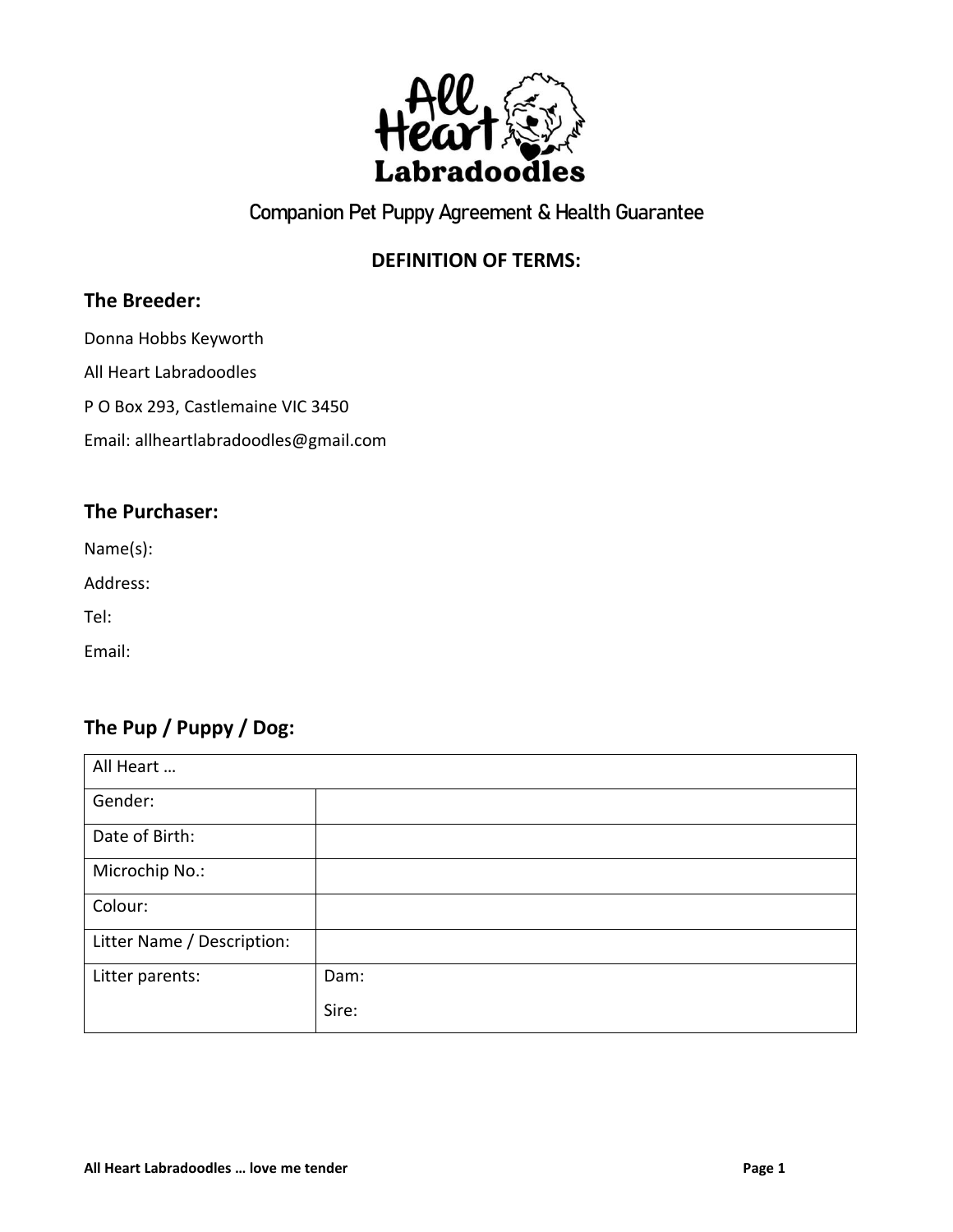# Companion Pet Puppy Agreement & Health Guarantee

## DEFINITION OF TERMS:

### The Breeder:

Donna Hobbs Keyworth

All Heart Labradoodles

P O Box 293, Castlemaine VIC 3450

Email: allheartlabradoodles@gmail.com

### The Purchaser:

Name(s):

Address:

Tel:

Email:

### The Pup / Puppy / Dog:

| All Heart … | |
|---|---|
| Gender: | |
| Date of Birth: | |
| Microchip No.: | |
| Colour: | |
| Litter Name / Description: | |
| Litter parents: | Dam:<br>Sire: |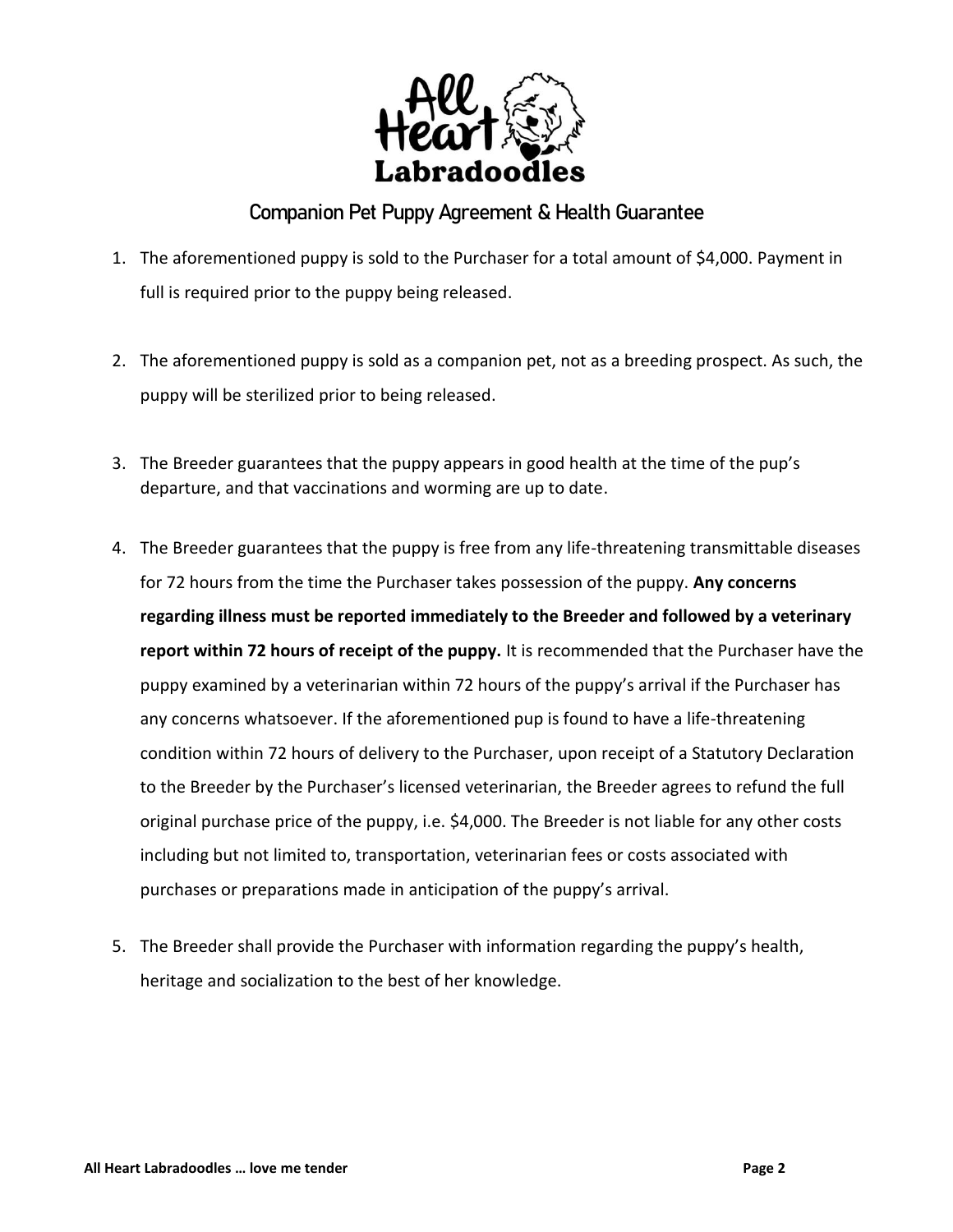## Companion Pet Puppy Agreement & Health Guarantee

1. The aforementioned puppy is sold to the Purchaser for a total amount of $4,000. Payment in full is required prior to the puppy being released.

2. The aforementioned puppy is sold as a companion pet, not as a breeding prospect. As such, the puppy will be sterilized prior to being released.

3. The Breeder guarantees that the puppy appears in good health at the time of the pup's departure, and that vaccinations and worming are up to date.

4. The Breeder guarantees that the puppy is free from any life-threatening transmittable diseases for 72 hours from the time the Purchaser takes possession of the puppy. **Any concerns regarding illness must be reported immediately to the Breeder and followed by a veterinary report within 72 hours of receipt of the puppy.** It is recommended that the Purchaser have the puppy examined by a veterinarian within 72 hours of the puppy's arrival if the Purchaser has any concerns whatsoever. If the aforementioned pup is found to have a life-threatening condition within 72 hours of delivery to the Purchaser, upon receipt of a Statutory Declaration to the Breeder by the Purchaser's licensed veterinarian, the Breeder agrees to refund the full original purchase price of the puppy, i.e. $4,000. The Breeder is not liable for any other costs including but not limited to, transportation, veterinarian fees or costs associated with purchases or preparations made in anticipation of the puppy's arrival.

5. The Breeder shall provide the Purchaser with information regarding the puppy's health, heritage and socialization to the best of her knowledge.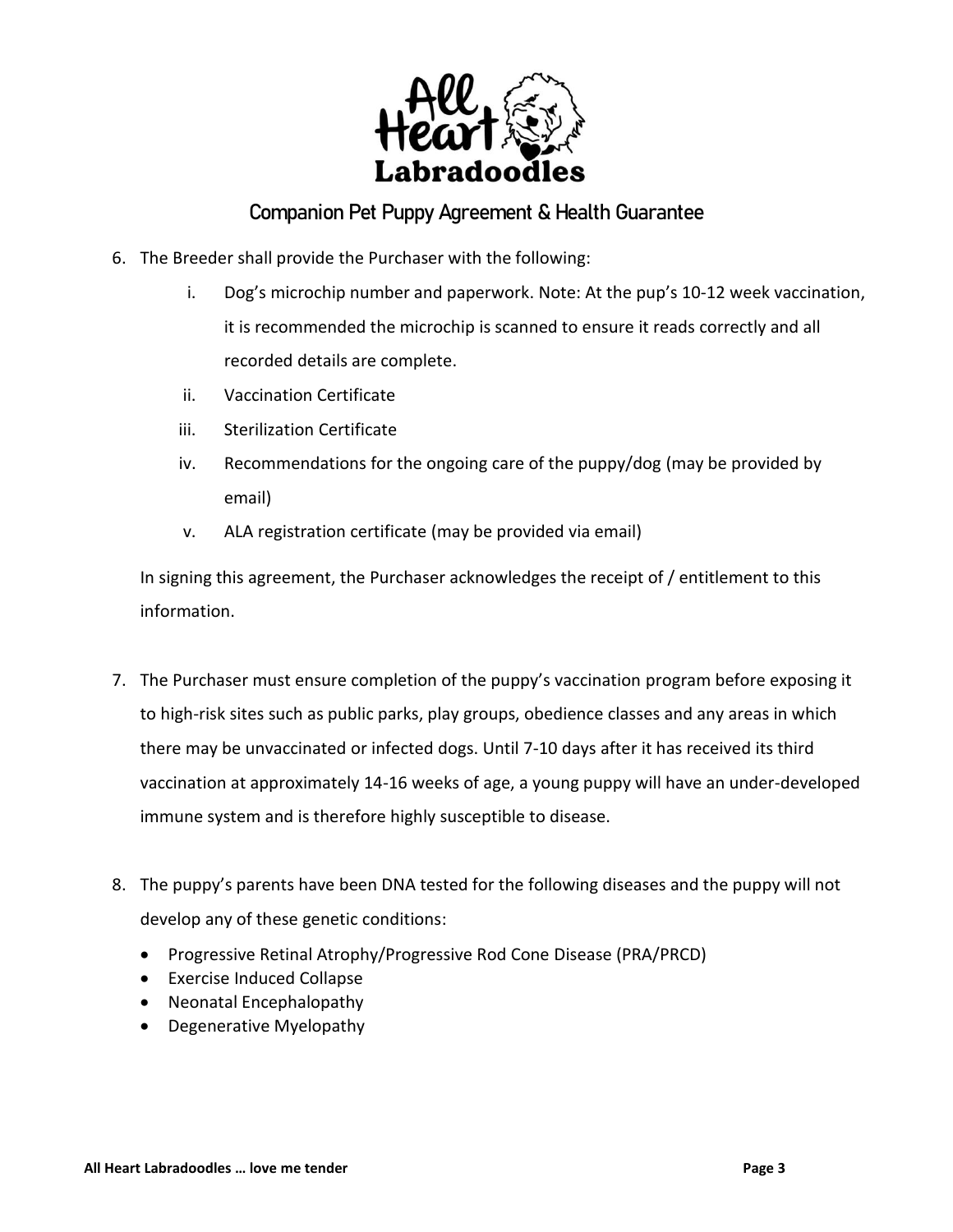## Companion Pet Puppy Agreement & Health Guarantee

6. The Breeder shall provide the Purchaser with the following:
   i. Dog's microchip number and paperwork. Note: At the pup's 10-12 week vaccination, it is recommended the microchip is scanned to ensure it reads correctly and all recorded details are complete.
   ii. Vaccination Certificate
   iii. Sterilization Certificate
   iv. Recommendations for the ongoing care of the puppy/dog (may be provided by email)
   v. ALA registration certificate (may be provided via email)

   In signing this agreement, the Purchaser acknowledges the receipt of / entitlement to this information.

7. The Purchaser must ensure completion of the puppy's vaccination program before exposing it to high-risk sites such as public parks, play groups, obedience classes and any areas in which there may be unvaccinated or infected dogs. Until 7-10 days after it has received its third vaccination at approximately 14-16 weeks of age, a young puppy will have an under-developed immune system and is therefore highly susceptible to disease.

8. The puppy's parents have been DNA tested for the following diseases and the puppy will not develop any of these genetic conditions:
   - Progressive Retinal Atrophy/Progressive Rod Cone Disease (PRA/PRCD)
   - Exercise Induced Collapse
   - Neonatal Encephalopathy
   - Degenerative Myelopathy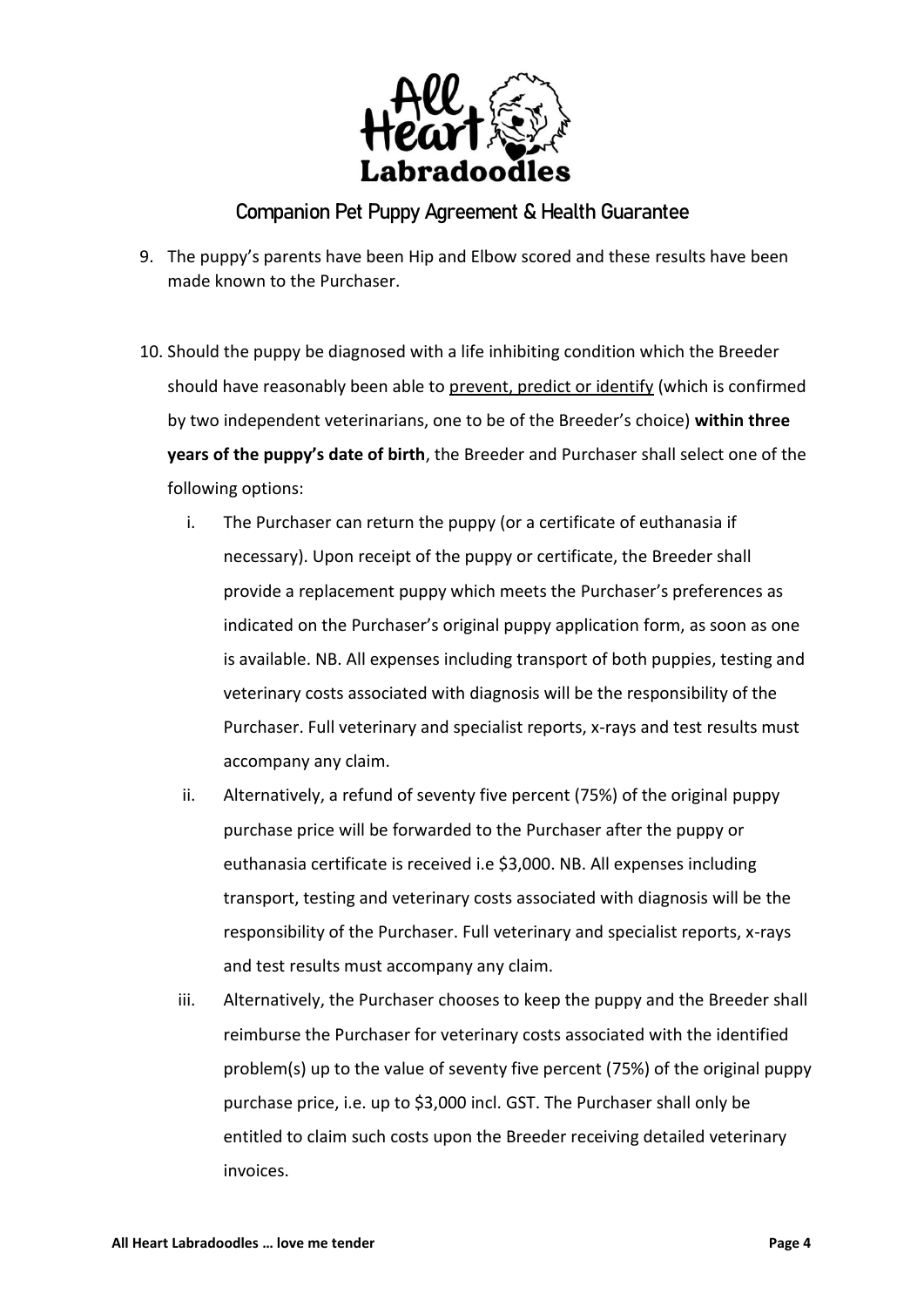9. The puppy's parents have been Hip and Elbow scored and these results have been made known to the Purchaser.

10. Should the puppy be diagnosed with a life inhibiting condition which the Breeder should have reasonably been able to <u>prevent, predict or identify</u> (which is confirmed by two independent veterinarians, one to be of the Breeder's choice) **within three years of the puppy's date of birth**, the Breeder and Purchaser shall select one of the following options:

    i. The Purchaser can return the puppy (or a certificate of euthanasia if necessary). Upon receipt of the puppy or certificate, the Breeder shall provide a replacement puppy which meets the Purchaser's preferences as indicated on the Purchaser's original puppy application form, as soon as one is available. NB. All expenses including transport of both puppies, testing and veterinary costs associated with diagnosis will be the responsibility of the Purchaser. Full veterinary and specialist reports, x-rays and test results must accompany any claim.

    ii. Alternatively, a refund of seventy five percent (75%) of the original puppy purchase price will be forwarded to the Purchaser after the puppy or euthanasia certificate is received i.e $3,000. NB. All expenses including transport, testing and veterinary costs associated with diagnosis will be the responsibility of the Purchaser. Full veterinary and specialist reports, x-rays and test results must accompany any claim.

    iii. Alternatively, the Purchaser chooses to keep the puppy and the Breeder shall reimburse the Purchaser for veterinary costs associated with the identified problem(s) up to the value of seventy five percent (75%) of the original puppy purchase price, i.e. up to $3,000 incl. GST. The Purchaser shall only be entitled to claim such costs upon the Breeder receiving detailed veterinary invoices.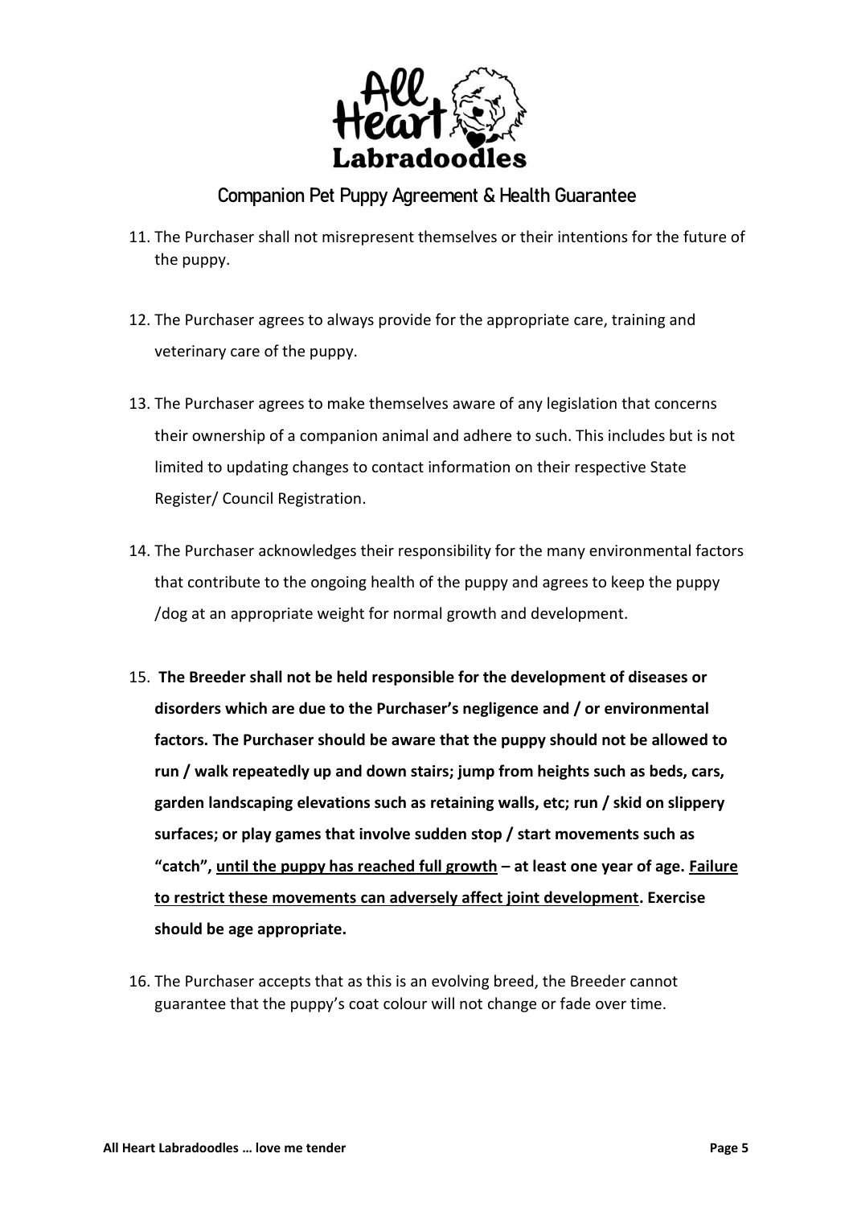11. The Purchaser shall not misrepresent themselves or their intentions for the future of the puppy.

12. The Purchaser agrees to always provide for the appropriate care, training and veterinary care of the puppy.

13. The Purchaser agrees to make themselves aware of any legislation that concerns their ownership of a companion animal and adhere to such. This includes but is not limited to updating changes to contact information on their respective State Register/ Council Registration.

14. The Purchaser acknowledges their responsibility for the many environmental factors that contribute to the ongoing health of the puppy and agrees to keep the puppy /dog at an appropriate weight for normal growth and development.

15. **The Breeder shall not be held responsible for the development of diseases or disorders which are due to the Purchaser's negligence and / or environmental factors. The Purchaser should be aware that the puppy should not be allowed to run / walk repeatedly up and down stairs; jump from heights such as beds, cars, garden landscaping elevations such as retaining walls, etc; run / skid on slippery surfaces; or play games that involve sudden stop / start movements such as "catch", <u>until the puppy has reached full growth</u> – at least one year of age. <u>Failure to restrict these movements can adversely affect joint development</u>. Exercise should be age appropriate.**

16. The Purchaser accepts that as this is an evolving breed, the Breeder cannot guarantee that the puppy's coat colour will not change or fade over time.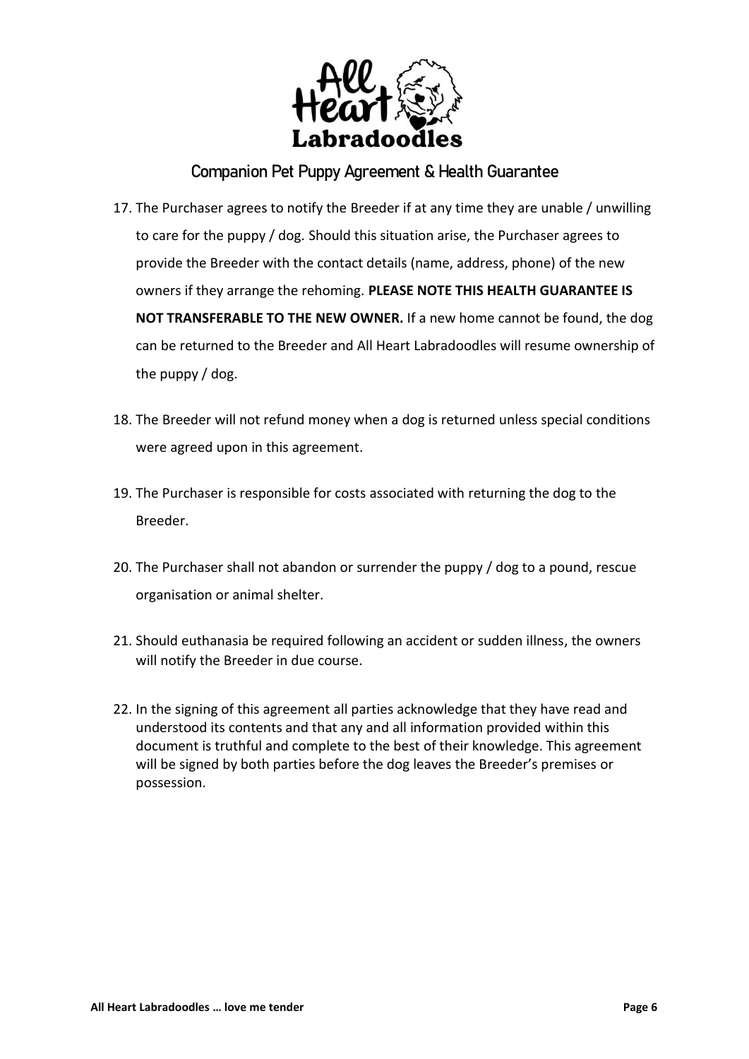## Companion Pet Puppy Agreement & Health Guarantee

17. The Purchaser agrees to notify the Breeder if at any time they are unable / unwilling to care for the puppy / dog. Should this situation arise, the Purchaser agrees to provide the Breeder with the contact details (name, address, phone) of the new owners if they arrange the rehoming. **PLEASE NOTE THIS HEALTH GUARANTEE IS NOT TRANSFERABLE TO THE NEW OWNER.** If a new home cannot be found, the dog can be returned to the Breeder and All Heart Labradoodles will resume ownership of the puppy / dog.

18. The Breeder will not refund money when a dog is returned unless special conditions were agreed upon in this agreement.

19. The Purchaser is responsible for costs associated with returning the dog to the Breeder.

20. The Purchaser shall not abandon or surrender the puppy / dog to a pound, rescue organisation or animal shelter.

21. Should euthanasia be required following an accident or sudden illness, the owners will notify the Breeder in due course.

22. In the signing of this agreement all parties acknowledge that they have read and understood its contents and that any and all information provided within this document is truthful and complete to the best of their knowledge. This agreement will be signed by both parties before the dog leaves the Breeder's premises or possession.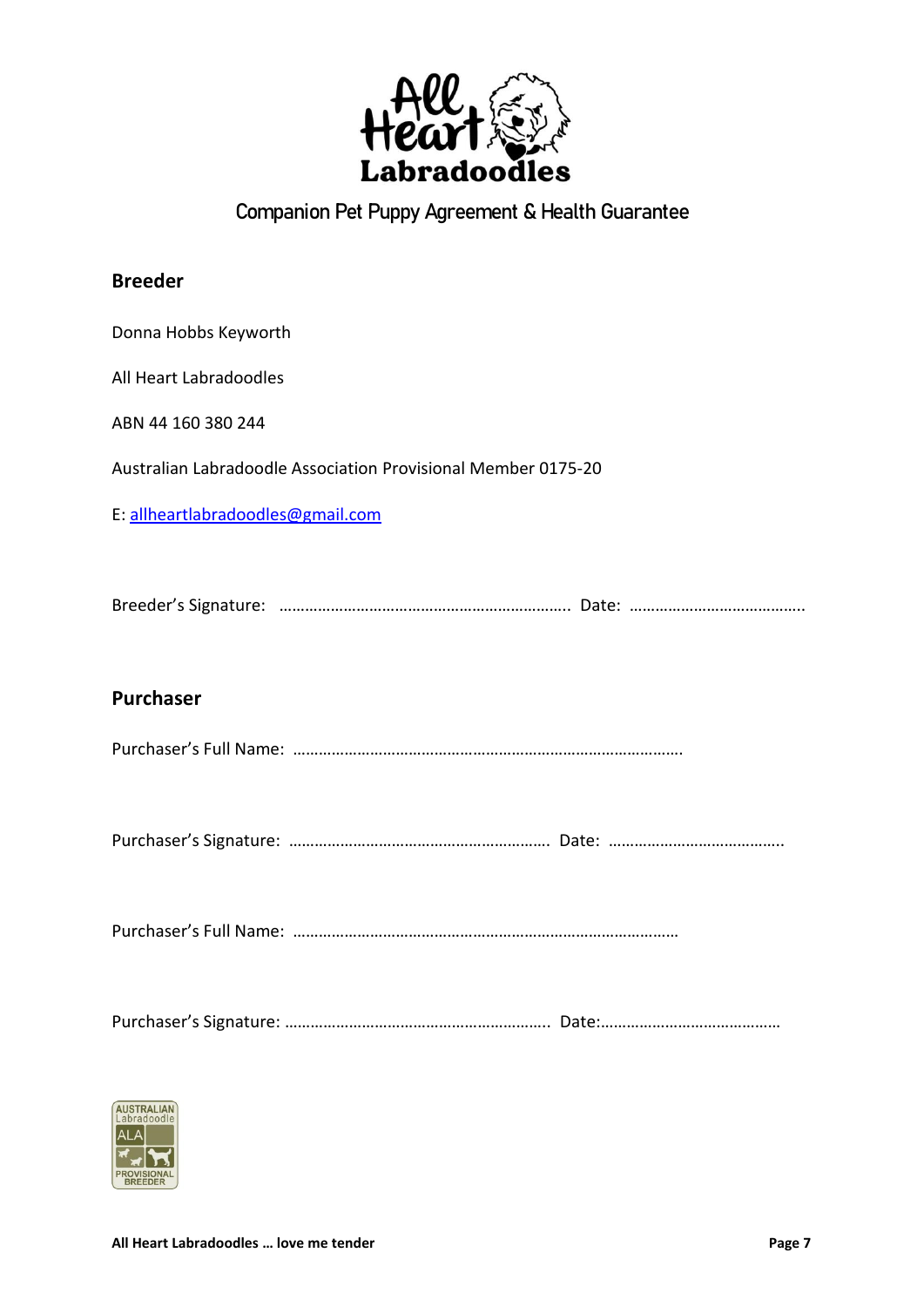# Companion Pet Puppy Agreement & Health Guarantee

## Breeder

Donna Hobbs Keyworth

All Heart Labradoodles

ABN 44 160 380 244

Australian Labradoodle Association Provisional Member 0175-20

E: allheartlabradoodles@gmail.com

Breeder's Signature: ………………………………………………………….. Date: …………………………………..

## Purchaser

Purchaser's Full Name: ……………………………………………………………………………….

Purchaser's Signature: ………………………………………………….. Date: …………………………………..

Purchaser's Full Name: ………………………………………………………………………………

Purchaser's Signature: ………………………………………………….. Date:……………………………………